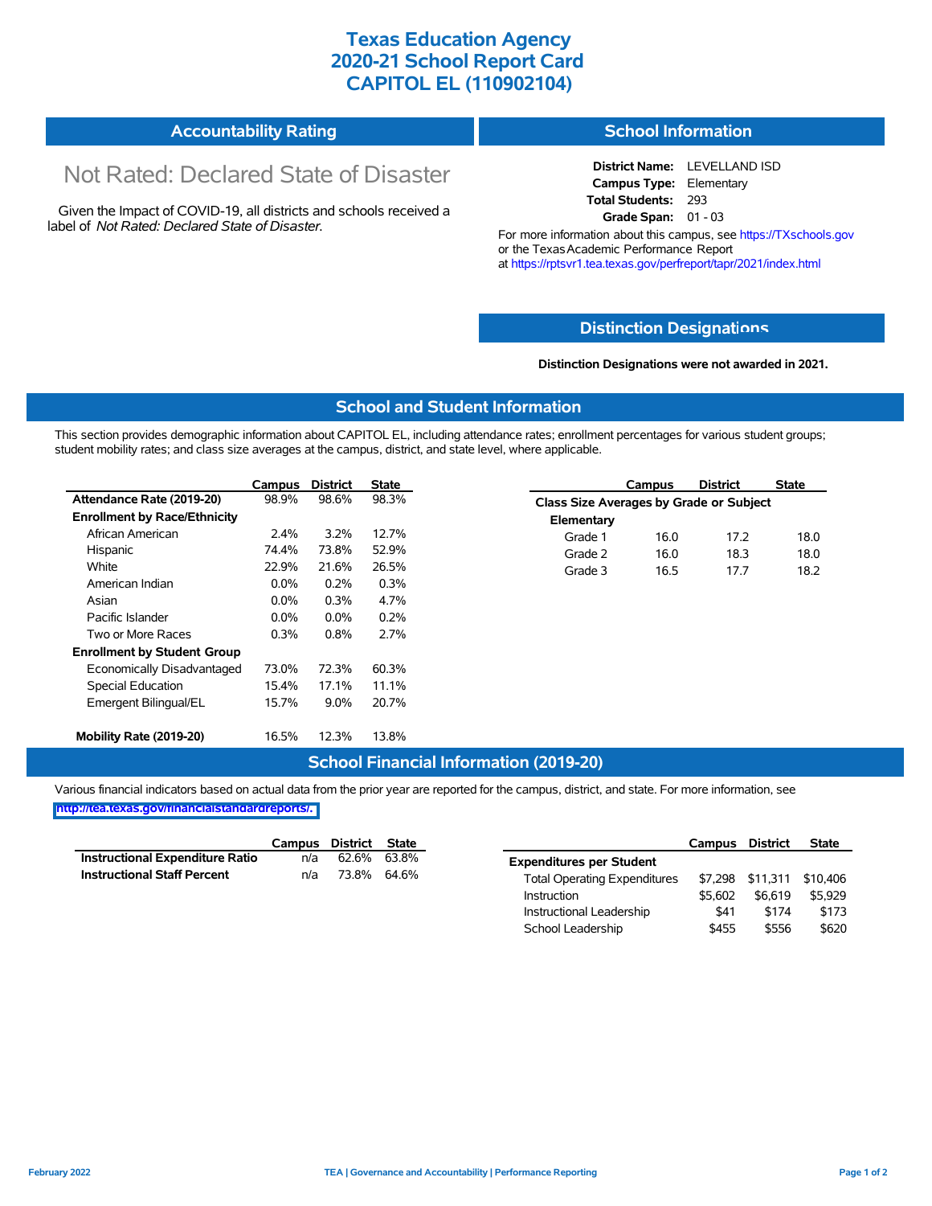# Texas Education Agency
# 2020-21 School Report Card
# CAPITOL EL (110902104)

## Accountability Rating

Not Rated: Declared State of Disaster

Given the Impact of COVID-19, all districts and schools received a label of *Not Rated: Declared State of Disaster*.

## School Information

**District Name:** LEVELLAND ISD
**Campus Type:** Elementary
**Total Students:** 293
**Grade Span:** 01 - 03

For more information about this campus, see https://TXschools.gov or the Texas Academic Performance Report at https://rptsvr1.tea.texas.gov/perfreport/tapr/2021/index.html

## Distinction Designations

**Distinction Designations were not awarded in 2021.**

## School and Student Information

This section provides demographic information about CAPITOL EL, including attendance rates; enrollment percentages for various student groups; student mobility rates; and class size averages at the campus, district, and state level, where applicable.

| | Campus | District | State |
|---|---|---|---|
| **Attendance Rate (2019-20)** | 98.9% | 98.6% | 98.3% |
| **Enrollment by Race/Ethnicity** | | | |
| African American | 2.4% | 3.2% | 12.7% |
| Hispanic | 74.4% | 73.8% | 52.9% |
| White | 22.9% | 21.6% | 26.5% |
| American Indian | 0.0% | 0.2% | 0.3% |
| Asian | 0.0% | 0.3% | 4.7% |
| Pacific Islander | 0.0% | 0.0% | 0.2% |
| Two or More Races | 0.3% | 0.8% | 2.7% |
| **Enrollment by Student Group** | | | |
| Economically Disadvantaged | 73.0% | 72.3% | 60.3% |
| Special Education | 15.4% | 17.1% | 11.1% |
| Emergent Bilingual/EL | 15.7% | 9.0% | 20.7% |
| **Mobility Rate (2019-20)** | 16.5% | 12.3% | 13.8% |

| | Campus | District | State |
|---|---|---|---|
| **Class Size Averages by Grade or Subject** | | | |
| **Elementary** | | | |
| Grade 1 | 16.0 | 17.2 | 18.0 |
| Grade 2 | 16.0 | 18.3 | 18.0 |
| Grade 3 | 16.5 | 17.7 | 18.2 |

## School Financial Information (2019-20)

Various financial indicators based on actual data from the prior year are reported for the campus, district, and state. For more information, see http://tea.texas.gov/financialstandardreports/.

| | Campus | District | State |
|---|---|---|---|
| **Instructional Expenditure Ratio** | n/a | 62.6% | 63.8% |
| **Instructional Staff Percent** | n/a | 73.8% | 64.6% |

| | Campus | District | State |
|---|---|---|---|
| **Expenditures per Student** | | | |
| Total Operating Expenditures | $7,298 | $11,311 | $10,406 |
| Instruction | $5,602 | $6,619 | $5,929 |
| Instructional Leadership | $41 | $174 | $173 |
| School Leadership | $455 | $556 | $620 |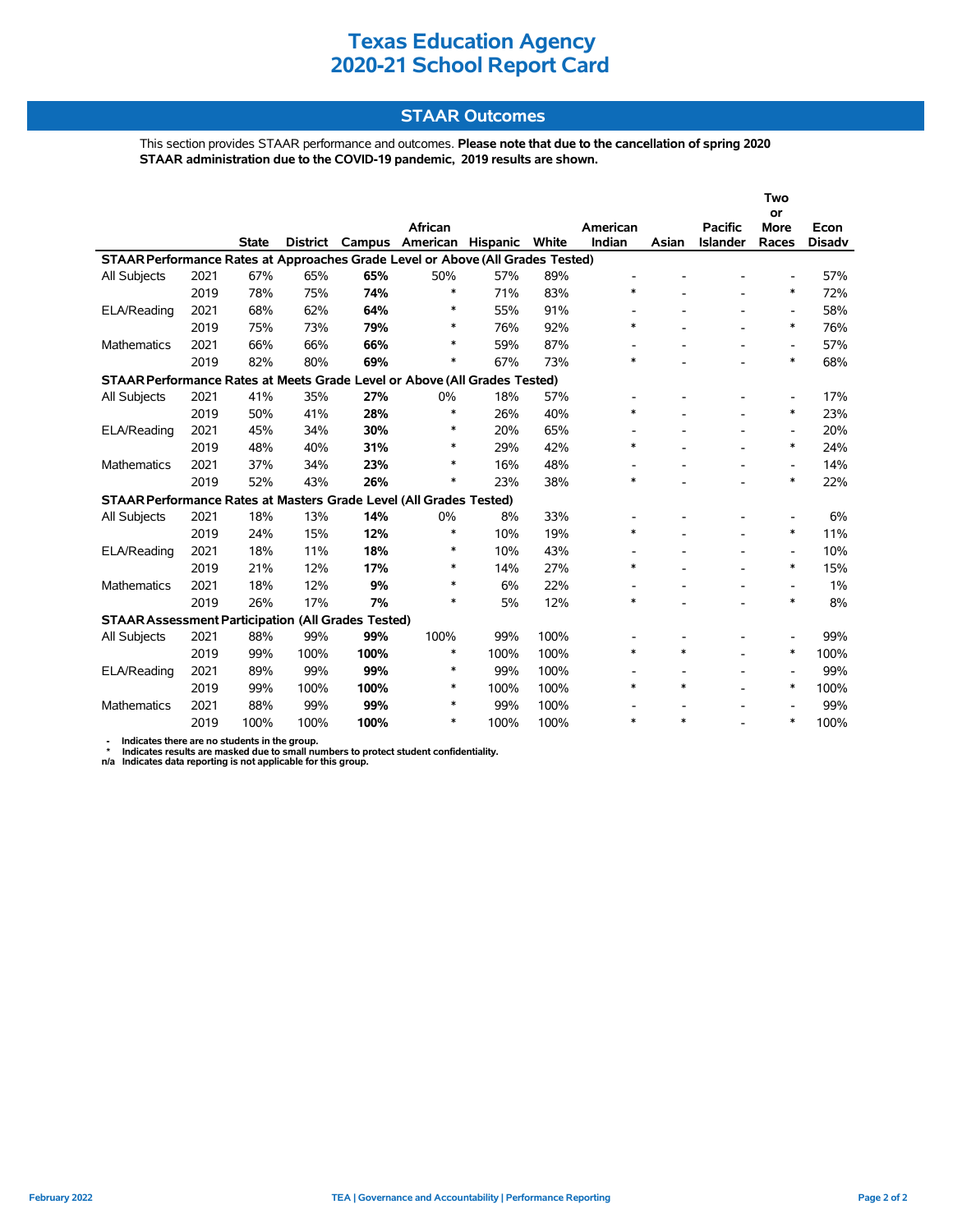# Texas Education Agency
# 2020-21 School Report Card

## STAAR Outcomes

This section provides STAAR performance and outcomes. **Please note that due to the cancellation of spring 2020 STAAR administration due to the COVID-19 pandemic, 2019 results are shown.**

| | | State | District | Campus | African American | Hispanic | White | American Indian | Asian | Pacific Islander | Two or More Races | Econ Disadv |
|---|---|---|---|---|---|---|---|---|---|---|---|---|
| **STAAR Performance Rates at Approaches Grade Level or Above (All Grades Tested)** | | | | | | | | | | | | |
| All Subjects | 2021 | 67% | 65% | **65%** | 50% | 57% | 89% | - | - | - | - | 57% |
| | 2019 | 78% | 75% | **74%** | * | 71% | 83% | * | - | - | * | 72% |
| ELA/Reading | 2021 | 68% | 62% | **64%** | * | 55% | 91% | - | - | - | - | 58% |
| | 2019 | 75% | 73% | **79%** | * | 76% | 92% | * | - | - | * | 76% |
| Mathematics | 2021 | 66% | 66% | **66%** | * | 59% | 87% | - | - | - | - | 57% |
| | 2019 | 82% | 80% | **69%** | * | 67% | 73% | * | - | - | * | 68% |
| **STAAR Performance Rates at Meets Grade Level or Above (All Grades Tested)** | | | | | | | | | | | | |
| All Subjects | 2021 | 41% | 35% | **27%** | 0% | 18% | 57% | - | - | - | - | 17% |
| | 2019 | 50% | 41% | **28%** | * | 26% | 40% | * | - | - | * | 23% |
| ELA/Reading | 2021 | 45% | 34% | **30%** | * | 20% | 65% | - | - | - | - | 20% |
| | 2019 | 48% | 40% | **31%** | * | 29% | 42% | * | - | - | * | 24% |
| Mathematics | 2021 | 37% | 34% | **23%** | * | 16% | 48% | - | - | - | - | 14% |
| | 2019 | 52% | 43% | **26%** | * | 23% | 38% | * | - | - | * | 22% |
| **STAAR Performance Rates at Masters Grade Level (All Grades Tested)** | | | | | | | | | | | | |
| All Subjects | 2021 | 18% | 13% | **14%** | 0% | 8% | 33% | - | - | - | - | 6% |
| | 2019 | 24% | 15% | **12%** | * | 10% | 19% | * | - | - | * | 11% |
| ELA/Reading | 2021 | 18% | 11% | **18%** | * | 10% | 43% | - | - | - | - | 10% |
| | 2019 | 21% | 12% | **17%** | * | 14% | 27% | * | - | - | * | 15% |
| Mathematics | 2021 | 18% | 12% | **9%** | * | 6% | 22% | - | - | - | - | 1% |
| | 2019 | 26% | 17% | **7%** | * | 5% | 12% | * | - | - | * | 8% |
| **STAAR Assessment Participation (All Grades Tested)** | | | | | | | | | | | | |
| All Subjects | 2021 | 88% | 99% | **99%** | 100% | 99% | 100% | - | - | - | - | 99% |
| | 2019 | 99% | 100% | **100%** | * | 100% | 100% | * | * | - | * | 100% |
| ELA/Reading | 2021 | 89% | 99% | **99%** | * | 99% | 100% | - | - | - | - | 99% |
| | 2019 | 99% | 100% | **100%** | * | 100% | 100% | * | * | - | * | 100% |
| Mathematics | 2021 | 88% | 99% | **99%** | * | 99% | 100% | - | - | - | - | 99% |
| | 2019 | 100% | 100% | **100%** | * | 100% | 100% | * | * | - | * | 100% |

**-** Indicates there are no students in the group.
**\*** Indicates results are masked due to small numbers to protect student confidentiality.
**n/a** Indicates data reporting is not applicable for this group.